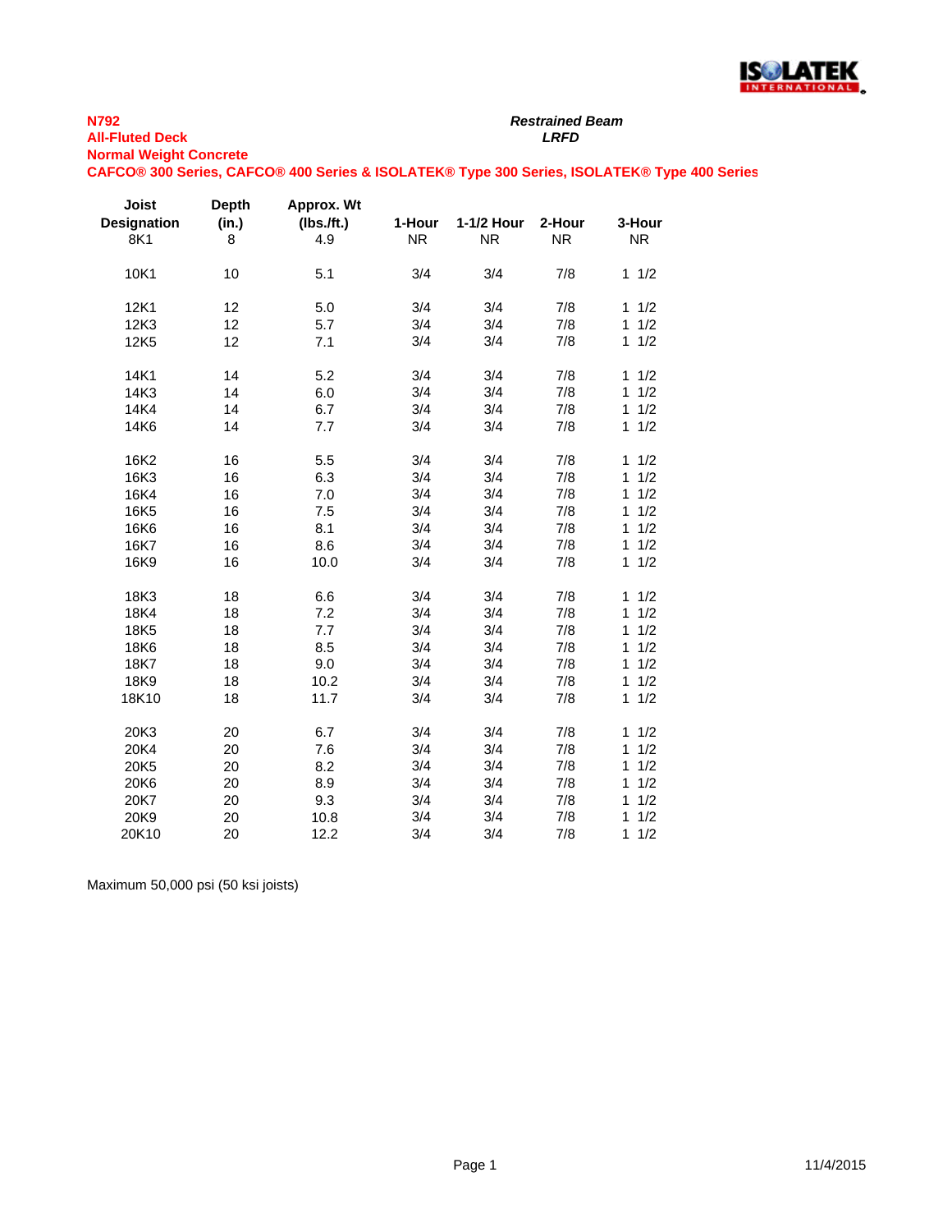**N792**
**All-Fluted Deck**
**Normal Weight Concrete**
**CAFCO® 300 Series, CAFCO® 400 Series & ISOLATEK® Type 300 Series, ISOLATEK® Type 400 Series**

***Restrained Beam***
***LRFD***

| Joist Designation | Depth (in.) | Approx. Wt (lbs./ft.) | 1-Hour | 1-1/2 Hour | 2-Hour | 3-Hour |
|---|---|---|---|---|---|---|
| 8K1 | 8 | 4.9 | NR | NR | NR | NR |
| 10K1 | 10 | 5.1 | 3/4 | 3/4 | 7/8 | 1 1/2 |
| 12K1 | 12 | 5.0 | 3/4 | 3/4 | 7/8 | 1 1/2 |
| 12K3 | 12 | 5.7 | 3/4 | 3/4 | 7/8 | 1 1/2 |
| 12K5 | 12 | 7.1 | 3/4 | 3/4 | 7/8 | 1 1/2 |
| 14K1 | 14 | 5.2 | 3/4 | 3/4 | 7/8 | 1 1/2 |
| 14K3 | 14 | 6.0 | 3/4 | 3/4 | 7/8 | 1 1/2 |
| 14K4 | 14 | 6.7 | 3/4 | 3/4 | 7/8 | 1 1/2 |
| 14K6 | 14 | 7.7 | 3/4 | 3/4 | 7/8 | 1 1/2 |
| 16K2 | 16 | 5.5 | 3/4 | 3/4 | 7/8 | 1 1/2 |
| 16K3 | 16 | 6.3 | 3/4 | 3/4 | 7/8 | 1 1/2 |
| 16K4 | 16 | 7.0 | 3/4 | 3/4 | 7/8 | 1 1/2 |
| 16K5 | 16 | 7.5 | 3/4 | 3/4 | 7/8 | 1 1/2 |
| 16K6 | 16 | 8.1 | 3/4 | 3/4 | 7/8 | 1 1/2 |
| 16K7 | 16 | 8.6 | 3/4 | 3/4 | 7/8 | 1 1/2 |
| 16K9 | 16 | 10.0 | 3/4 | 3/4 | 7/8 | 1 1/2 |
| 18K3 | 18 | 6.6 | 3/4 | 3/4 | 7/8 | 1 1/2 |
| 18K4 | 18 | 7.2 | 3/4 | 3/4 | 7/8 | 1 1/2 |
| 18K5 | 18 | 7.7 | 3/4 | 3/4 | 7/8 | 1 1/2 |
| 18K6 | 18 | 8.5 | 3/4 | 3/4 | 7/8 | 1 1/2 |
| 18K7 | 18 | 9.0 | 3/4 | 3/4 | 7/8 | 1 1/2 |
| 18K9 | 18 | 10.2 | 3/4 | 3/4 | 7/8 | 1 1/2 |
| 18K10 | 18 | 11.7 | 3/4 | 3/4 | 7/8 | 1 1/2 |
| 20K3 | 20 | 6.7 | 3/4 | 3/4 | 7/8 | 1 1/2 |
| 20K4 | 20 | 7.6 | 3/4 | 3/4 | 7/8 | 1 1/2 |
| 20K5 | 20 | 8.2 | 3/4 | 3/4 | 7/8 | 1 1/2 |
| 20K6 | 20 | 8.9 | 3/4 | 3/4 | 7/8 | 1 1/2 |
| 20K7 | 20 | 9.3 | 3/4 | 3/4 | 7/8 | 1 1/2 |
| 20K9 | 20 | 10.8 | 3/4 | 3/4 | 7/8 | 1 1/2 |
| 20K10 | 20 | 12.2 | 3/4 | 3/4 | 7/8 | 1 1/2 |

Maximum 50,000 psi (50 ksi joists)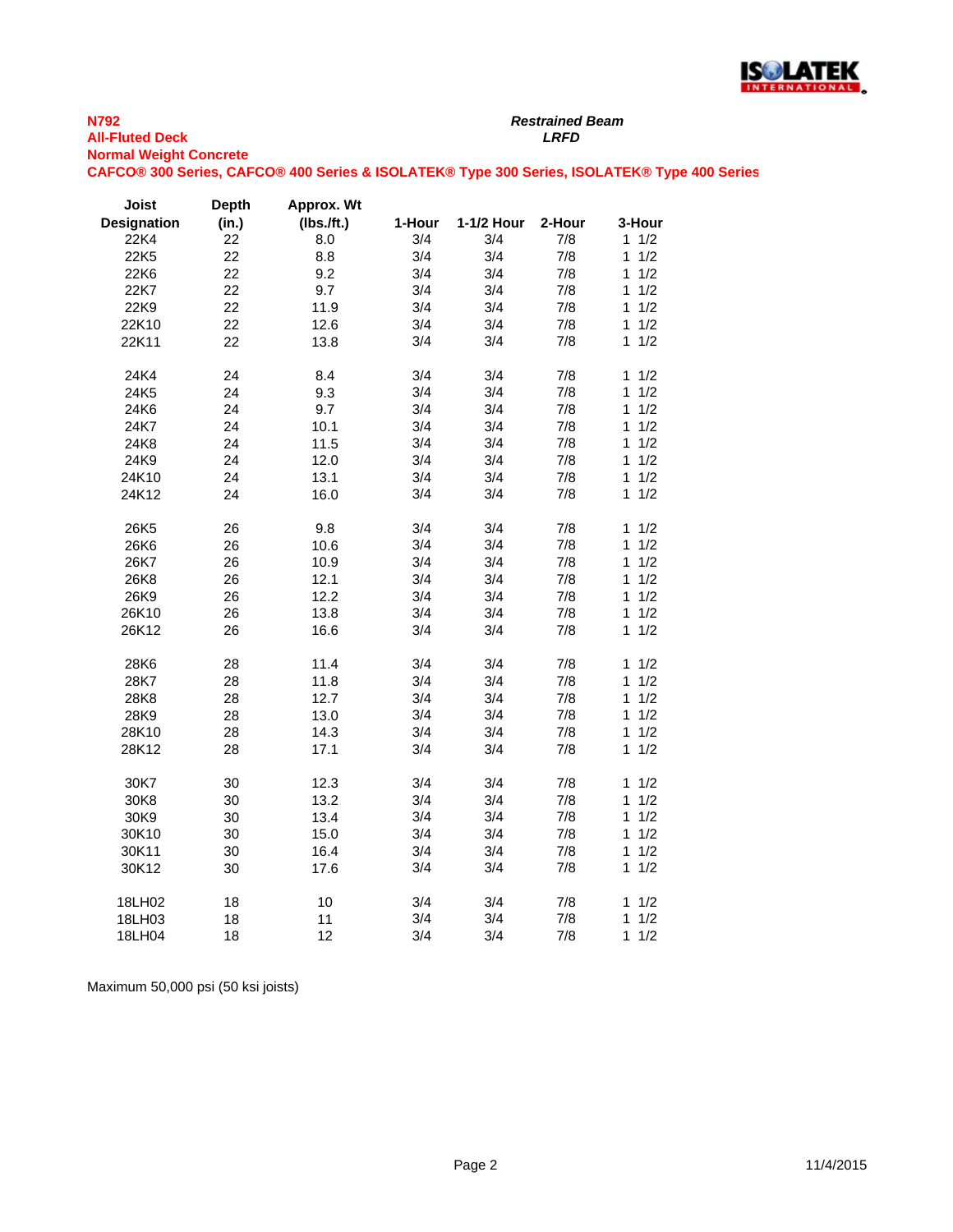**N792**
**All-Fluted Deck**
**Normal Weight Concrete**
**CAFCO® 300 Series, CAFCO® 400 Series & ISOLATEK® Type 300 Series, ISOLATEK® Type 400 Series**

***Restrained Beam***
***LRFD***

| Joist Designation | Depth (in.) | Approx. Wt (lbs./ft.) | 1-Hour | 1-1/2 Hour | 2-Hour | 3-Hour |
|---|---|---|---|---|---|---|
| 22K4 | 22 | 8.0 | 3/4 | 3/4 | 7/8 | 1 1/2 |
| 22K5 | 22 | 8.8 | 3/4 | 3/4 | 7/8 | 1 1/2 |
| 22K6 | 22 | 9.2 | 3/4 | 3/4 | 7/8 | 1 1/2 |
| 22K7 | 22 | 9.7 | 3/4 | 3/4 | 7/8 | 1 1/2 |
| 22K9 | 22 | 11.9 | 3/4 | 3/4 | 7/8 | 1 1/2 |
| 22K10 | 22 | 12.6 | 3/4 | 3/4 | 7/8 | 1 1/2 |
| 22K11 | 22 | 13.8 | 3/4 | 3/4 | 7/8 | 1 1/2 |
| | | | | | | |
| 24K4 | 24 | 8.4 | 3/4 | 3/4 | 7/8 | 1 1/2 |
| 24K5 | 24 | 9.3 | 3/4 | 3/4 | 7/8 | 1 1/2 |
| 24K6 | 24 | 9.7 | 3/4 | 3/4 | 7/8 | 1 1/2 |
| 24K7 | 24 | 10.1 | 3/4 | 3/4 | 7/8 | 1 1/2 |
| 24K8 | 24 | 11.5 | 3/4 | 3/4 | 7/8 | 1 1/2 |
| 24K9 | 24 | 12.0 | 3/4 | 3/4 | 7/8 | 1 1/2 |
| 24K10 | 24 | 13.1 | 3/4 | 3/4 | 7/8 | 1 1/2 |
| 24K12 | 24 | 16.0 | 3/4 | 3/4 | 7/8 | 1 1/2 |
| | | | | | | |
| 26K5 | 26 | 9.8 | 3/4 | 3/4 | 7/8 | 1 1/2 |
| 26K6 | 26 | 10.6 | 3/4 | 3/4 | 7/8 | 1 1/2 |
| 26K7 | 26 | 10.9 | 3/4 | 3/4 | 7/8 | 1 1/2 |
| 26K8 | 26 | 12.1 | 3/4 | 3/4 | 7/8 | 1 1/2 |
| 26K9 | 26 | 12.2 | 3/4 | 3/4 | 7/8 | 1 1/2 |
| 26K10 | 26 | 13.8 | 3/4 | 3/4 | 7/8 | 1 1/2 |
| 26K12 | 26 | 16.6 | 3/4 | 3/4 | 7/8 | 1 1/2 |
| | | | | | | |
| 28K6 | 28 | 11.4 | 3/4 | 3/4 | 7/8 | 1 1/2 |
| 28K7 | 28 | 11.8 | 3/4 | 3/4 | 7/8 | 1 1/2 |
| 28K8 | 28 | 12.7 | 3/4 | 3/4 | 7/8 | 1 1/2 |
| 28K9 | 28 | 13.0 | 3/4 | 3/4 | 7/8 | 1 1/2 |
| 28K10 | 28 | 14.3 | 3/4 | 3/4 | 7/8 | 1 1/2 |
| 28K12 | 28 | 17.1 | 3/4 | 3/4 | 7/8 | 1 1/2 |
| | | | | | | |
| 30K7 | 30 | 12.3 | 3/4 | 3/4 | 7/8 | 1 1/2 |
| 30K8 | 30 | 13.2 | 3/4 | 3/4 | 7/8 | 1 1/2 |
| 30K9 | 30 | 13.4 | 3/4 | 3/4 | 7/8 | 1 1/2 |
| 30K10 | 30 | 15.0 | 3/4 | 3/4 | 7/8 | 1 1/2 |
| 30K11 | 30 | 16.4 | 3/4 | 3/4 | 7/8 | 1 1/2 |
| 30K12 | 30 | 17.6 | 3/4 | 3/4 | 7/8 | 1 1/2 |
| | | | | | | |
| 18LH02 | 18 | 10 | 3/4 | 3/4 | 7/8 | 1 1/2 |
| 18LH03 | 18 | 11 | 3/4 | 3/4 | 7/8 | 1 1/2 |
| 18LH04 | 18 | 12 | 3/4 | 3/4 | 7/8 | 1 1/2 |

Maximum 50,000 psi (50 ksi joists)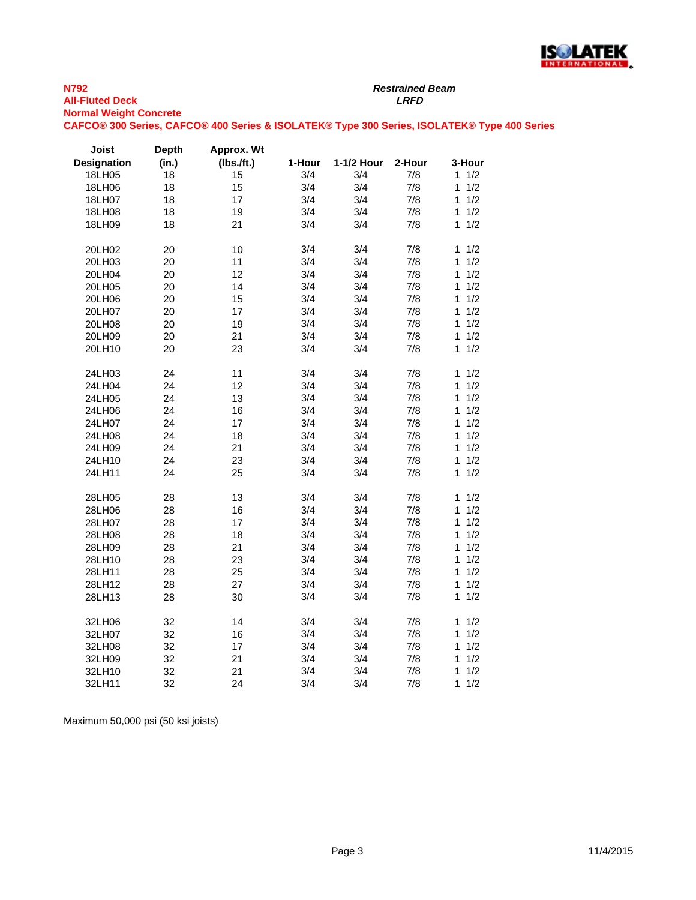**N792**
**All-Fluted Deck**
**Normal Weight Concrete**
**CAFCO® 300 Series, CAFCO® 400 Series & ISOLATEK® Type 300 Series, ISOLATEK® Type 400 Series**

***Restrained Beam***
***LRFD***

| Joist Designation | Depth (in.) | Approx. Wt (lbs./ft.) | 1-Hour | 1-1/2 Hour | 2-Hour | 3-Hour |
|---|---|---|---|---|---|---|
| 18LH05 | 18 | 15 | 3/4 | 3/4 | 7/8 | 1 1/2 |
| 18LH06 | 18 | 15 | 3/4 | 3/4 | 7/8 | 1 1/2 |
| 18LH07 | 18 | 17 | 3/4 | 3/4 | 7/8 | 1 1/2 |
| 18LH08 | 18 | 19 | 3/4 | 3/4 | 7/8 | 1 1/2 |
| 18LH09 | 18 | 21 | 3/4 | 3/4 | 7/8 | 1 1/2 |
| | | | | | | |
| 20LH02 | 20 | 10 | 3/4 | 3/4 | 7/8 | 1 1/2 |
| 20LH03 | 20 | 11 | 3/4 | 3/4 | 7/8 | 1 1/2 |
| 20LH04 | 20 | 12 | 3/4 | 3/4 | 7/8 | 1 1/2 |
| 20LH05 | 20 | 14 | 3/4 | 3/4 | 7/8 | 1 1/2 |
| 20LH06 | 20 | 15 | 3/4 | 3/4 | 7/8 | 1 1/2 |
| 20LH07 | 20 | 17 | 3/4 | 3/4 | 7/8 | 1 1/2 |
| 20LH08 | 20 | 19 | 3/4 | 3/4 | 7/8 | 1 1/2 |
| 20LH09 | 20 | 21 | 3/4 | 3/4 | 7/8 | 1 1/2 |
| 20LH10 | 20 | 23 | 3/4 | 3/4 | 7/8 | 1 1/2 |
| | | | | | | |
| 24LH03 | 24 | 11 | 3/4 | 3/4 | 7/8 | 1 1/2 |
| 24LH04 | 24 | 12 | 3/4 | 3/4 | 7/8 | 1 1/2 |
| 24LH05 | 24 | 13 | 3/4 | 3/4 | 7/8 | 1 1/2 |
| 24LH06 | 24 | 16 | 3/4 | 3/4 | 7/8 | 1 1/2 |
| 24LH07 | 24 | 17 | 3/4 | 3/4 | 7/8 | 1 1/2 |
| 24LH08 | 24 | 18 | 3/4 | 3/4 | 7/8 | 1 1/2 |
| 24LH09 | 24 | 21 | 3/4 | 3/4 | 7/8 | 1 1/2 |
| 24LH10 | 24 | 23 | 3/4 | 3/4 | 7/8 | 1 1/2 |
| 24LH11 | 24 | 25 | 3/4 | 3/4 | 7/8 | 1 1/2 |
| | | | | | | |
| 28LH05 | 28 | 13 | 3/4 | 3/4 | 7/8 | 1 1/2 |
| 28LH06 | 28 | 16 | 3/4 | 3/4 | 7/8 | 1 1/2 |
| 28LH07 | 28 | 17 | 3/4 | 3/4 | 7/8 | 1 1/2 |
| 28LH08 | 28 | 18 | 3/4 | 3/4 | 7/8 | 1 1/2 |
| 28LH09 | 28 | 21 | 3/4 | 3/4 | 7/8 | 1 1/2 |
| 28LH10 | 28 | 23 | 3/4 | 3/4 | 7/8 | 1 1/2 |
| 28LH11 | 28 | 25 | 3/4 | 3/4 | 7/8 | 1 1/2 |
| 28LH12 | 28 | 27 | 3/4 | 3/4 | 7/8 | 1 1/2 |
| 28LH13 | 28 | 30 | 3/4 | 3/4 | 7/8 | 1 1/2 |
| | | | | | | |
| 32LH06 | 32 | 14 | 3/4 | 3/4 | 7/8 | 1 1/2 |
| 32LH07 | 32 | 16 | 3/4 | 3/4 | 7/8 | 1 1/2 |
| 32LH08 | 32 | 17 | 3/4 | 3/4 | 7/8 | 1 1/2 |
| 32LH09 | 32 | 21 | 3/4 | 3/4 | 7/8 | 1 1/2 |
| 32LH10 | 32 | 21 | 3/4 | 3/4 | 7/8 | 1 1/2 |
| 32LH11 | 32 | 24 | 3/4 | 3/4 | 7/8 | 1 1/2 |

Maximum 50,000 psi (50 ksi joists)

11/4/2015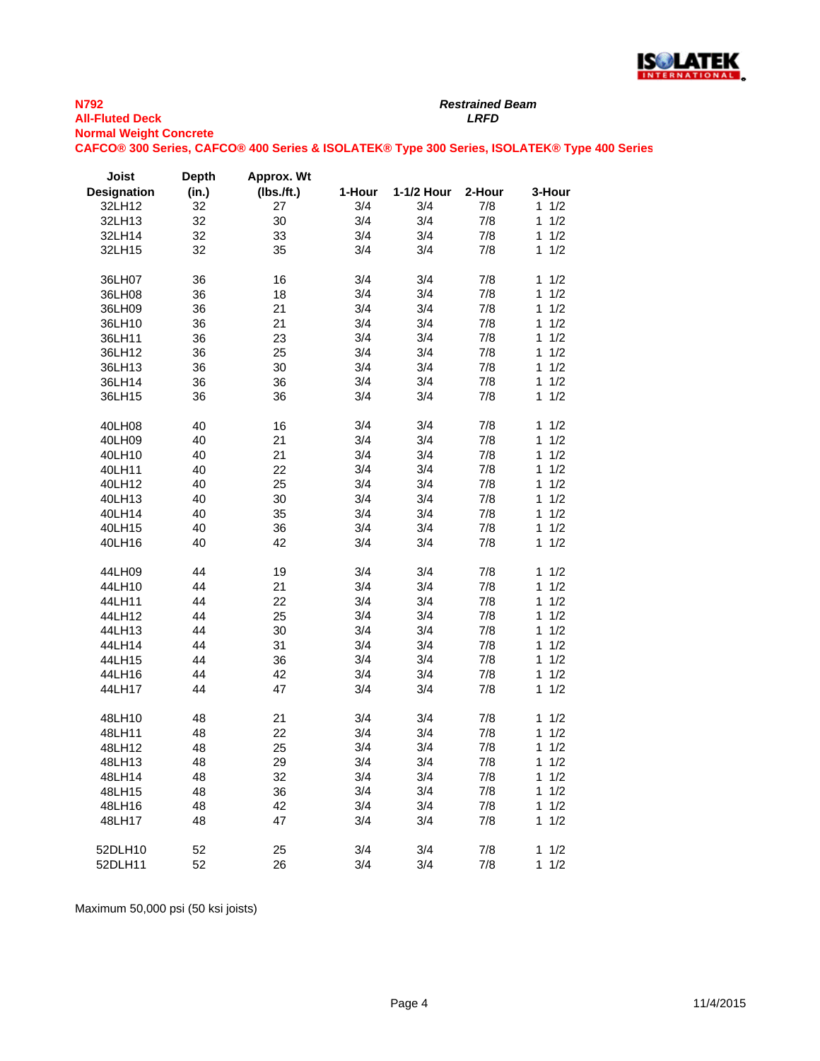**N792**
**All-Fluted Deck**
**Normal Weight Concrete**
**CAFCO® 300 Series, CAFCO® 400 Series & ISOLATEK® Type 300 Series, ISOLATEK® Type 400 Series**

***Restrained Beam***
***LRFD***

| Joist Designation | Depth (in.) | Approx. Wt (lbs./ft.) | 1-Hour | 1-1/2 Hour | 2-Hour | 3-Hour |
|---|---|---|---|---|---|---|
| 32LH12 | 32 | 27 | 3/4 | 3/4 | 7/8 | 1 1/2 |
| 32LH13 | 32 | 30 | 3/4 | 3/4 | 7/8 | 1 1/2 |
| 32LH14 | 32 | 33 | 3/4 | 3/4 | 7/8 | 1 1/2 |
| 32LH15 | 32 | 35 | 3/4 | 3/4 | 7/8 | 1 1/2 |
| | | | | | | |
| 36LH07 | 36 | 16 | 3/4 | 3/4 | 7/8 | 1 1/2 |
| 36LH08 | 36 | 18 | 3/4 | 3/4 | 7/8 | 1 1/2 |
| 36LH09 | 36 | 21 | 3/4 | 3/4 | 7/8 | 1 1/2 |
| 36LH10 | 36 | 21 | 3/4 | 3/4 | 7/8 | 1 1/2 |
| 36LH11 | 36 | 23 | 3/4 | 3/4 | 7/8 | 1 1/2 |
| 36LH12 | 36 | 25 | 3/4 | 3/4 | 7/8 | 1 1/2 |
| 36LH13 | 36 | 30 | 3/4 | 3/4 | 7/8 | 1 1/2 |
| 36LH14 | 36 | 36 | 3/4 | 3/4 | 7/8 | 1 1/2 |
| 36LH15 | 36 | 36 | 3/4 | 3/4 | 7/8 | 1 1/2 |
| | | | | | | |
| 40LH08 | 40 | 16 | 3/4 | 3/4 | 7/8 | 1 1/2 |
| 40LH09 | 40 | 21 | 3/4 | 3/4 | 7/8 | 1 1/2 |
| 40LH10 | 40 | 21 | 3/4 | 3/4 | 7/8 | 1 1/2 |
| 40LH11 | 40 | 22 | 3/4 | 3/4 | 7/8 | 1 1/2 |
| 40LH12 | 40 | 25 | 3/4 | 3/4 | 7/8 | 1 1/2 |
| 40LH13 | 40 | 30 | 3/4 | 3/4 | 7/8 | 1 1/2 |
| 40LH14 | 40 | 35 | 3/4 | 3/4 | 7/8 | 1 1/2 |
| 40LH15 | 40 | 36 | 3/4 | 3/4 | 7/8 | 1 1/2 |
| 40LH16 | 40 | 42 | 3/4 | 3/4 | 7/8 | 1 1/2 |
| | | | | | | |
| 44LH09 | 44 | 19 | 3/4 | 3/4 | 7/8 | 1 1/2 |
| 44LH10 | 44 | 21 | 3/4 | 3/4 | 7/8 | 1 1/2 |
| 44LH11 | 44 | 22 | 3/4 | 3/4 | 7/8 | 1 1/2 |
| 44LH12 | 44 | 25 | 3/4 | 3/4 | 7/8 | 1 1/2 |
| 44LH13 | 44 | 30 | 3/4 | 3/4 | 7/8 | 1 1/2 |
| 44LH14 | 44 | 31 | 3/4 | 3/4 | 7/8 | 1 1/2 |
| 44LH15 | 44 | 36 | 3/4 | 3/4 | 7/8 | 1 1/2 |
| 44LH16 | 44 | 42 | 3/4 | 3/4 | 7/8 | 1 1/2 |
| 44LH17 | 44 | 47 | 3/4 | 3/4 | 7/8 | 1 1/2 |
| | | | | | | |
| 48LH10 | 48 | 21 | 3/4 | 3/4 | 7/8 | 1 1/2 |
| 48LH11 | 48 | 22 | 3/4 | 3/4 | 7/8 | 1 1/2 |
| 48LH12 | 48 | 25 | 3/4 | 3/4 | 7/8 | 1 1/2 |
| 48LH13 | 48 | 29 | 3/4 | 3/4 | 7/8 | 1 1/2 |
| 48LH14 | 48 | 32 | 3/4 | 3/4 | 7/8 | 1 1/2 |
| 48LH15 | 48 | 36 | 3/4 | 3/4 | 7/8 | 1 1/2 |
| 48LH16 | 48 | 42 | 3/4 | 3/4 | 7/8 | 1 1/2 |
| 48LH17 | 48 | 47 | 3/4 | 3/4 | 7/8 | 1 1/2 |
| | | | | | | |
| 52DLH10 | 52 | 25 | 3/4 | 3/4 | 7/8 | 1 1/2 |
| 52DLH11 | 52 | 26 | 3/4 | 3/4 | 7/8 | 1 1/2 |

Maximum 50,000 psi (50 ksi joists)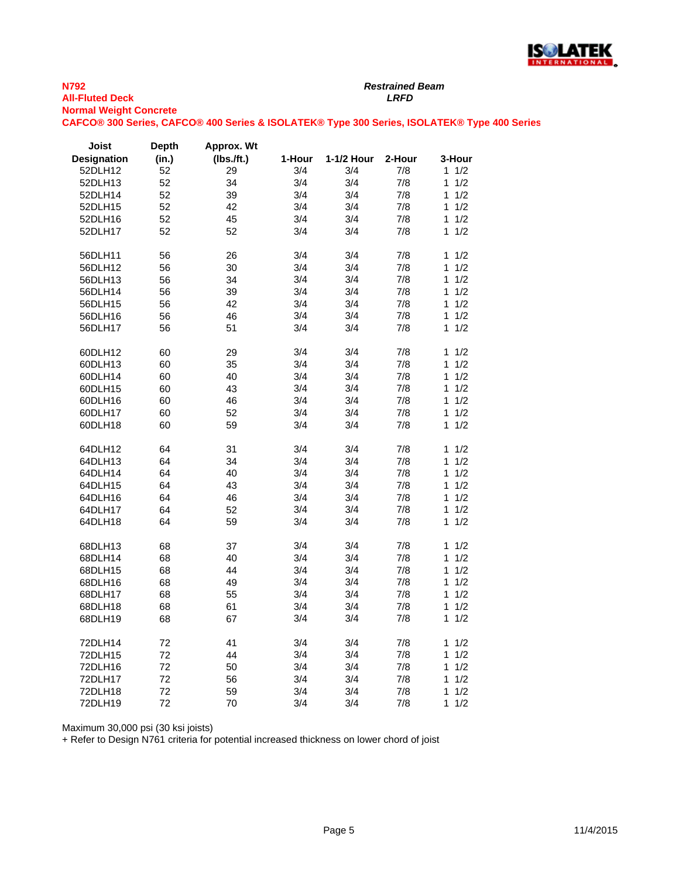**N792**
**All-Fluted Deck**
**Normal Weight Concrete**
**CAFCO® 300 Series, CAFCO® 400 Series & ISOLATEK® Type 300 Series, ISOLATEK® Type 400 Series**

***Restrained Beam***
***LRFD***

| Joist Designation | Depth (in.) | Approx. Wt (lbs./ft.) | 1-Hour | 1-1/2 Hour | 2-Hour | 3-Hour |
|---|---|---|---|---|---|---|
| 52DLH12 | 52 | 29 | 3/4 | 3/4 | 7/8 | 1 1/2 |
| 52DLH13 | 52 | 34 | 3/4 | 3/4 | 7/8 | 1 1/2 |
| 52DLH14 | 52 | 39 | 3/4 | 3/4 | 7/8 | 1 1/2 |
| 52DLH15 | 52 | 42 | 3/4 | 3/4 | 7/8 | 1 1/2 |
| 52DLH16 | 52 | 45 | 3/4 | 3/4 | 7/8 | 1 1/2 |
| 52DLH17 | 52 | 52 | 3/4 | 3/4 | 7/8 | 1 1/2 |
| | | | | | | |
| 56DLH11 | 56 | 26 | 3/4 | 3/4 | 7/8 | 1 1/2 |
| 56DLH12 | 56 | 30 | 3/4 | 3/4 | 7/8 | 1 1/2 |
| 56DLH13 | 56 | 34 | 3/4 | 3/4 | 7/8 | 1 1/2 |
| 56DLH14 | 56 | 39 | 3/4 | 3/4 | 7/8 | 1 1/2 |
| 56DLH15 | 56 | 42 | 3/4 | 3/4 | 7/8 | 1 1/2 |
| 56DLH16 | 56 | 46 | 3/4 | 3/4 | 7/8 | 1 1/2 |
| 56DLH17 | 56 | 51 | 3/4 | 3/4 | 7/8 | 1 1/2 |
| | | | | | | |
| 60DLH12 | 60 | 29 | 3/4 | 3/4 | 7/8 | 1 1/2 |
| 60DLH13 | 60 | 35 | 3/4 | 3/4 | 7/8 | 1 1/2 |
| 60DLH14 | 60 | 40 | 3/4 | 3/4 | 7/8 | 1 1/2 |
| 60DLH15 | 60 | 43 | 3/4 | 3/4 | 7/8 | 1 1/2 |
| 60DLH16 | 60 | 46 | 3/4 | 3/4 | 7/8 | 1 1/2 |
| 60DLH17 | 60 | 52 | 3/4 | 3/4 | 7/8 | 1 1/2 |
| 60DLH18 | 60 | 59 | 3/4 | 3/4 | 7/8 | 1 1/2 |
| | | | | | | |
| 64DLH12 | 64 | 31 | 3/4 | 3/4 | 7/8 | 1 1/2 |
| 64DLH13 | 64 | 34 | 3/4 | 3/4 | 7/8 | 1 1/2 |
| 64DLH14 | 64 | 40 | 3/4 | 3/4 | 7/8 | 1 1/2 |
| 64DLH15 | 64 | 43 | 3/4 | 3/4 | 7/8 | 1 1/2 |
| 64DLH16 | 64 | 46 | 3/4 | 3/4 | 7/8 | 1 1/2 |
| 64DLH17 | 64 | 52 | 3/4 | 3/4 | 7/8 | 1 1/2 |
| 64DLH18 | 64 | 59 | 3/4 | 3/4 | 7/8 | 1 1/2 |
| | | | | | | |
| 68DLH13 | 68 | 37 | 3/4 | 3/4 | 7/8 | 1 1/2 |
| 68DLH14 | 68 | 40 | 3/4 | 3/4 | 7/8 | 1 1/2 |
| 68DLH15 | 68 | 44 | 3/4 | 3/4 | 7/8 | 1 1/2 |
| 68DLH16 | 68 | 49 | 3/4 | 3/4 | 7/8 | 1 1/2 |
| 68DLH17 | 68 | 55 | 3/4 | 3/4 | 7/8 | 1 1/2 |
| 68DLH18 | 68 | 61 | 3/4 | 3/4 | 7/8 | 1 1/2 |
| 68DLH19 | 68 | 67 | 3/4 | 3/4 | 7/8 | 1 1/2 |
| | | | | | | |
| 72DLH14 | 72 | 41 | 3/4 | 3/4 | 7/8 | 1 1/2 |
| 72DLH15 | 72 | 44 | 3/4 | 3/4 | 7/8 | 1 1/2 |
| 72DLH16 | 72 | 50 | 3/4 | 3/4 | 7/8 | 1 1/2 |
| 72DLH17 | 72 | 56 | 3/4 | 3/4 | 7/8 | 1 1/2 |
| 72DLH18 | 72 | 59 | 3/4 | 3/4 | 7/8 | 1 1/2 |
| 72DLH19 | 72 | 70 | 3/4 | 3/4 | 7/8 | 1 1/2 |

Maximum 30,000 psi (30 ksi joists)
+ Refer to Design N761 criteria for potential increased thickness on lower chord of joist